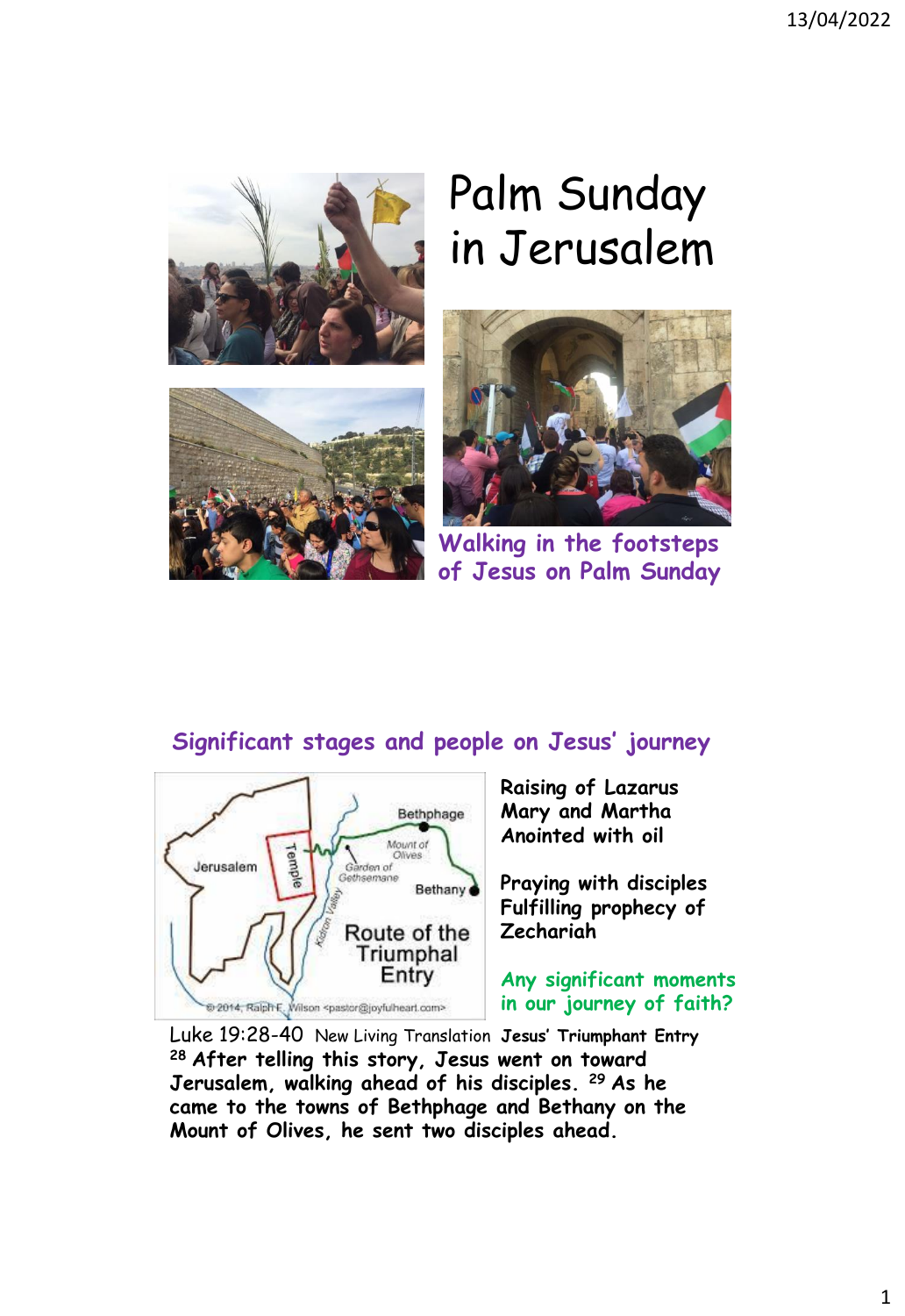# Palm Sunday in Jerusalem

Walking in the footsteps of Jesus on Palm Sunday

## Significant stages and people on Jesus' journey

Raising of Lazarus
Mary and Martha
Anointed with oil

Praying with disciples
Fulfilling prophecy of Zechariah

Any significant moments in our journey of faith?

Luke 19:28-40 New Living Translation **Jesus' Triumphant Entry**

**[28] After telling this story, Jesus went on toward Jerusalem, walking ahead of his disciples. [29] As he came to the towns of Bethphage and Bethany on the Mount of Olives, he sent two disciples ahead.**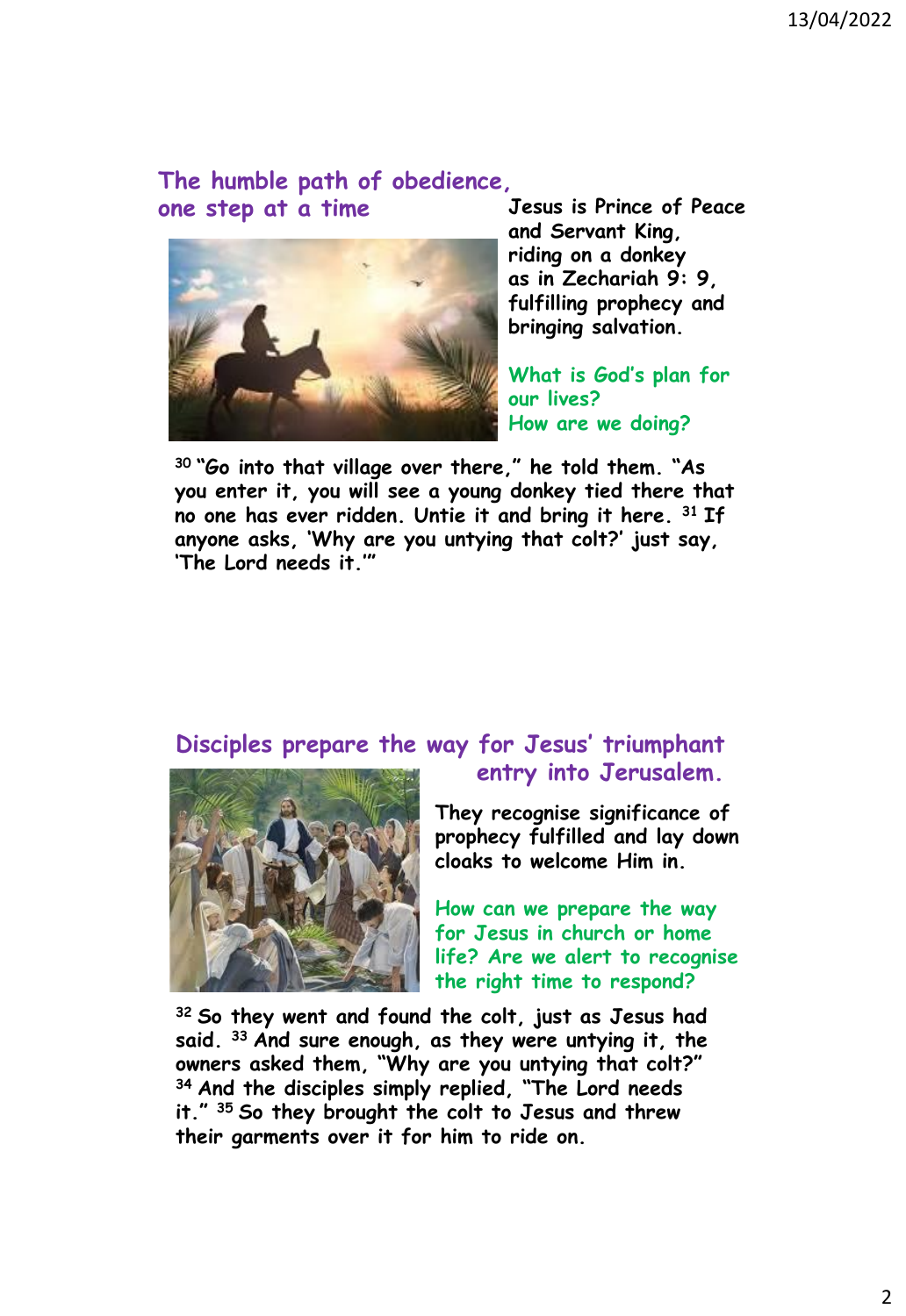## The humble path of obedience, one step at a time

**Jesus is Prince of Peace and Servant King, riding on a donkey as in Zechariah 9: 9, fulfilling prophecy and bringing salvation.**

**What is God's plan for our lives?**
**How are we doing?**

**[30] "Go into that village over there," he told them. "As you enter it, you will see a young donkey tied there that no one has ever ridden. Untie it and bring it here. [31] If anyone asks, 'Why are you untying that colt?' just say, 'The Lord needs it.'"**

## Disciples prepare the way for Jesus' triumphant entry into Jerusalem.

**They recognise significance of prophecy fulfilled and lay down cloaks to welcome Him in.**

**How can we prepare the way for Jesus in church or home life? Are we alert to recognise the right time to respond?**

**[32] So they went and found the colt, just as Jesus had said. [33] And sure enough, as they were untying it, the owners asked them, "Why are you untying that colt?" [34] And the disciples simply replied, "The Lord needs it." [35] So they brought the colt to Jesus and threw their garments over it for him to ride on.**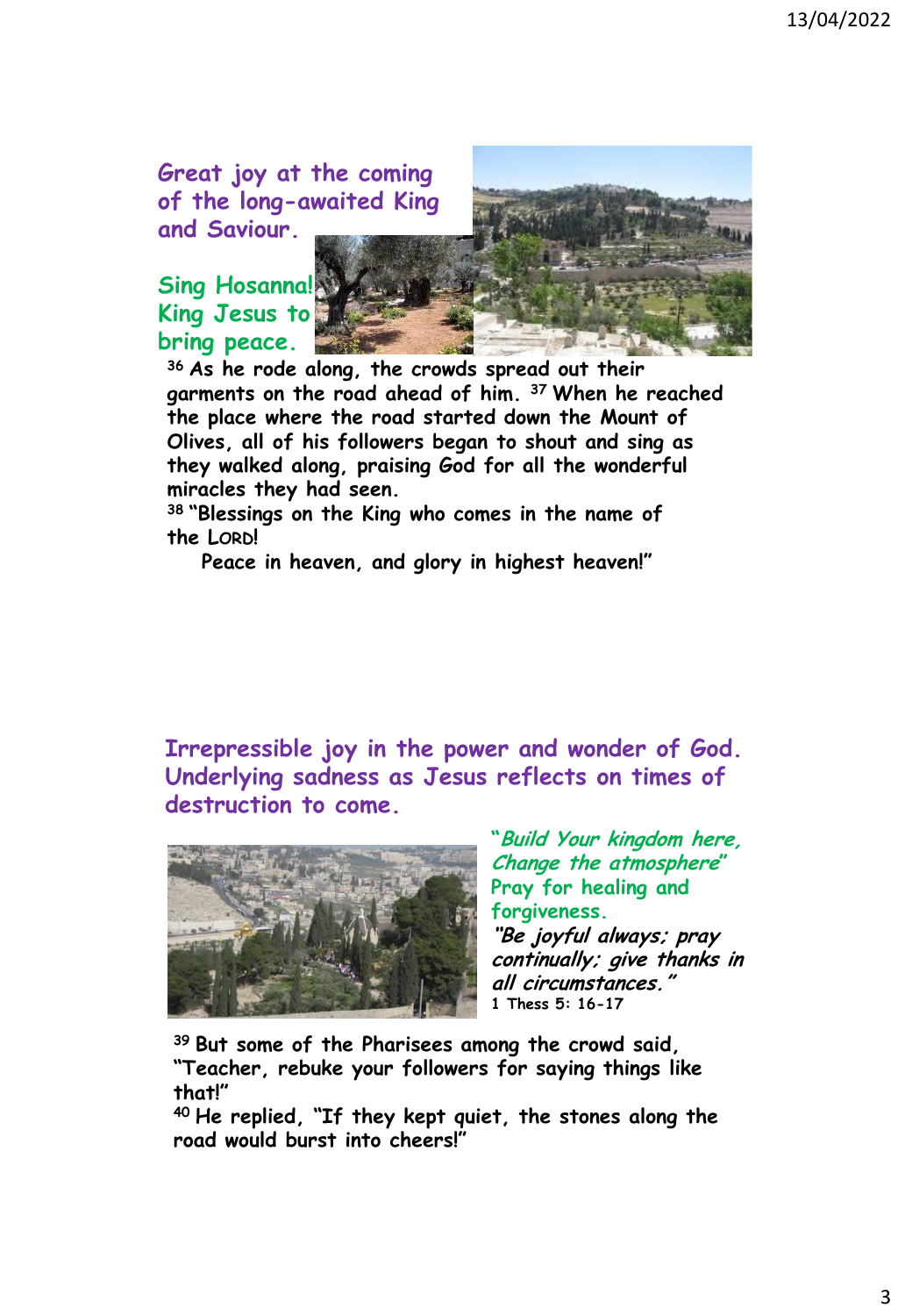**Great joy at the coming of the long-awaited King and Saviour.**

**Sing Hosanna! King Jesus to bring peace.**

**[36] As he rode along, the crowds spread out their garments on the road ahead of him. [37] When he reached the place where the road started down the Mount of Olives, all of his followers began to shout and sing as they walked along, praising God for all the wonderful miracles they had seen.**
**[38] "Blessings on the King who comes in the name of the LORD!**
**Peace in heaven, and glory in highest heaven!"**

**Irrepressible joy in the power and wonder of God. Underlying sadness as Jesus reflects on times of destruction to come.**

***"Build Your kingdom here, Change the atmosphere"***
**Pray for healing and forgiveness.**
***"Be joyful always; pray continually; give thanks in all circumstances."***
**1 Thess 5: 16-17**

**[39] But some of the Pharisees among the crowd said, "Teacher, rebuke your followers for saying things like that!"**
**[40] He replied, "If they kept quiet, the stones along the road would burst into cheers!"**